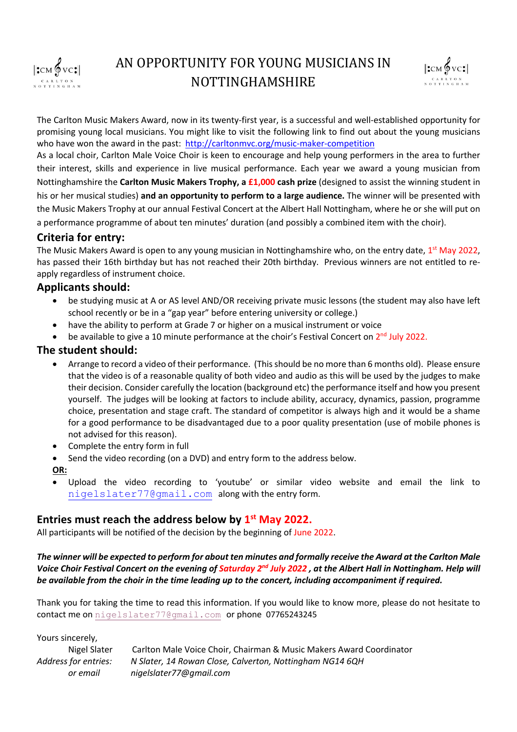# AN OPPORTUNITY FOR YOUNG MUSICIANS IN NOTTINGHAMSHIRE

The Carlton Music Makers Award, now in its twenty-first year, is a successful and well-established opportunity for promising young local musicians. You might like to visit the following link to find out about the young musicians who have won the award in the past: [http://carltonmvc.org/music-maker-competition](http://carltonmvc.org/music-maker-competition)

As a local choir, Carlton Male Voice Choir is keen to encourage and help young performers in the area to further their interest, skills and experience in live musical performance. Each year we award a young musician from Nottinghamshire the **Carlton Music Makers Trophy, a £1,000 cash prize** (designed to assist the winning student in his or her musical studies) **and an opportunity to perform to a large audience.** The winner will be presented with the Music Makers Trophy at our annual Festival Concert at the Albert Hall Nottingham, where he or she will put on a performance programme of about ten minutes' duration (and possibly a combined item with the choir).

## Criteria for entry:

The Music Makers Award is open to any young musician in Nottinghamshire who, on the entry date, 1st May 2022, has passed their 16th birthday but has not reached their 20th birthday. Previous winners are not entitled to re-apply regardless of instrument choice.

## Applicants should:

- be studying music at A or AS level AND/OR receiving private music lessons (the student may also have left school recently or be in a "gap year" before entering university or college.)
- have the ability to perform at Grade 7 or higher on a musical instrument or voice
- be available to give a 10 minute performance at the choir's Festival Concert on 2nd July 2022.

## The student should:

- Arrange to record a video of their performance. (This should be no more than 6 months old). Please ensure that the video is of a reasonable quality of both video and audio as this will be used by the judges to make their decision. Consider carefully the location (background etc) the performance itself and how you present yourself. The judges will be looking at factors to include ability, accuracy, dynamics, passion, programme choice, presentation and stage craft. The standard of competitor is always high and it would be a shame for a good performance to be disadvantaged due to a poor quality presentation (use of mobile phones is not advised for this reason).
- Complete the entry form in full
- Send the video recording (on a DVD) and entry form to the address below.

**OR:**

- Upload the video recording to 'youtube' or similar video website and email the link to nigelslater77@gmail.com along with the entry form.

## Entries must reach the address below by 1st May 2022.

All participants will be notified of the decision by the beginning of June 2022.

***The winner will be expected to perform for about ten minutes and formally receive the Award at the Carlton Male Voice Choir Festival Concert on the evening of Saturday 2nd July 2022 , at the Albert Hall in Nottingham. Help will be available from the choir in the time leading up to the concert, including accompaniment if required.***

Thank you for taking the time to read this information. If you would like to know more, please do not hesitate to contact me on nigelslater77@gmail.com or phone 07765243245

Yours sincerely,

Nigel Slater — Carlton Male Voice Choir, Chairman & Music Makers Award Coordinator

*Address for entries:* *N Slater, 14 Rowan Close, Calverton, Nottingham NG14 6QH*

*or email* *nigelslater77@gmail.com*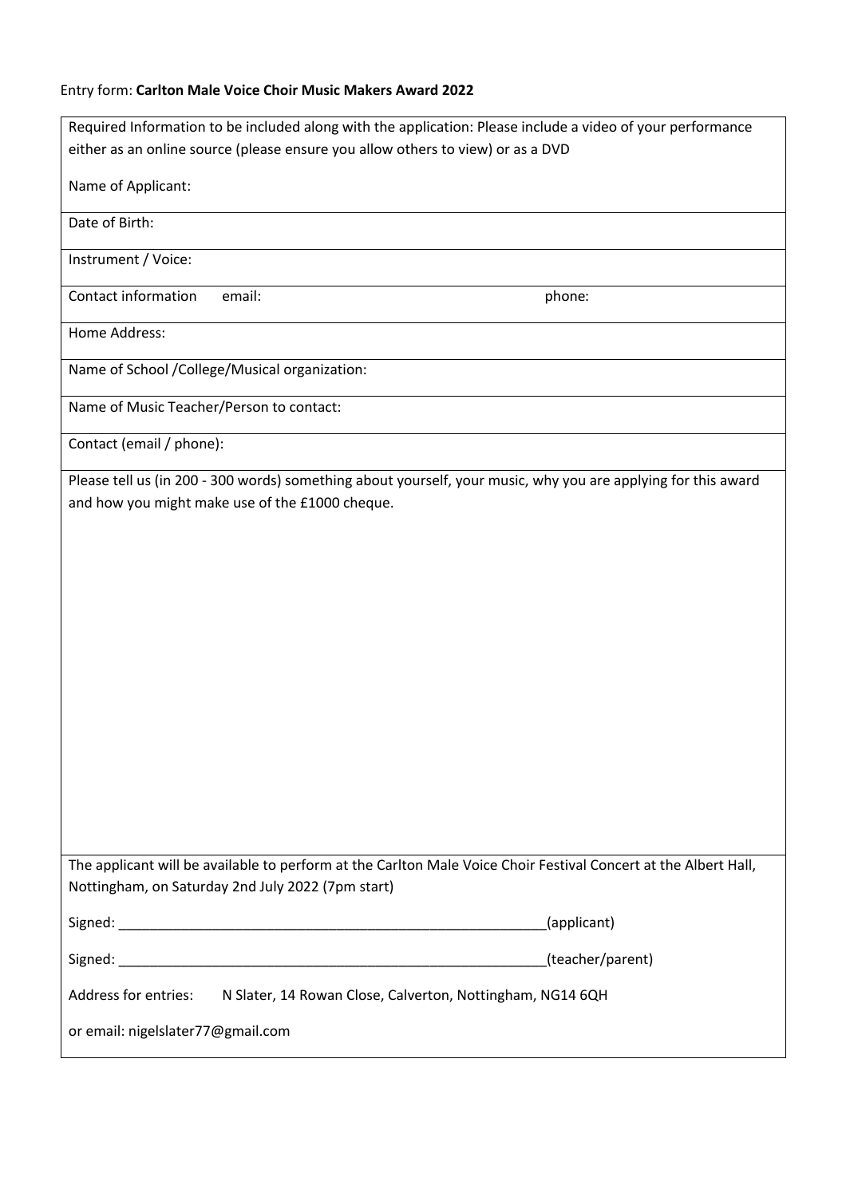Entry form: **Carlton Male Voice Choir Music Makers Award 2022**

Required Information to be included along with the application: Please include a video of your performance either as an online source (please ensure you allow others to view) or as a DVD

Name of Applicant:

Date of Birth:

Instrument / Voice:

Contact information email: phone:

Home Address:

Name of School /College/Musical organization:

Name of Music Teacher/Person to contact:

Contact (email / phone):

Please tell us (in 200 - 300 words) something about yourself, your music, why you are applying for this award and how you might make use of the £1000 cheque.

The applicant will be available to perform at the Carlton Male Voice Choir Festival Concert at the Albert Hall, Nottingham, on Saturday 2nd July 2022 (7pm start)

Signed: ________________________________________________________(applicant)

Signed: ________________________________________________________(teacher/parent)

Address for entries: N Slater, 14 Rowan Close, Calverton, Nottingham, NG14 6QH

or email: nigelslater77@gmail.com